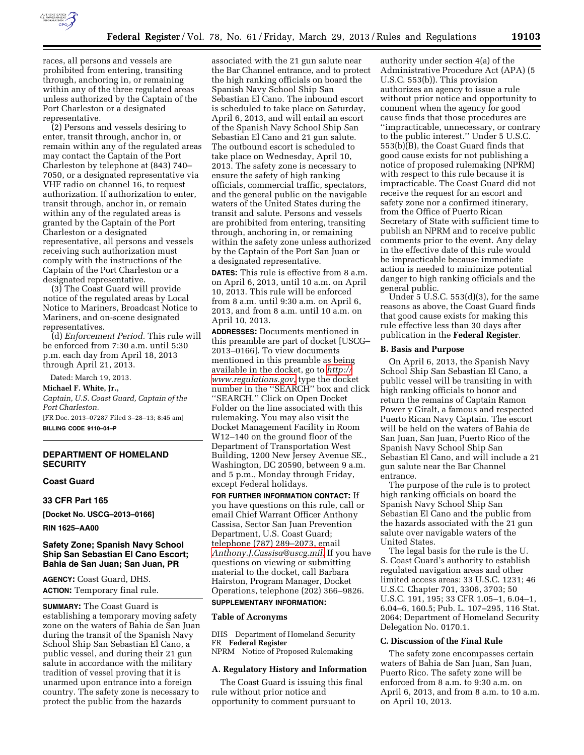races, all persons and vessels are prohibited from entering, transiting through, anchoring in, or remaining within any of the three regulated areas unless authorized by the Captain of the Port Charleston or a designated representative.

(2) Persons and vessels desiring to enter, transit through, anchor in, or remain within any of the regulated areas may contact the Captain of the Port Charleston by telephone at (843) 740–7050, or a designated representative via VHF radio on channel 16, to request authorization. If authorization to enter, transit through, anchor in, or remain within any of the regulated areas is granted by the Captain of the Port Charleston or a designated representative, all persons and vessels receiving such authorization must comply with the instructions of the Captain of the Port Charleston or a designated representative.

(3) The Coast Guard will provide notice of the regulated areas by Local Notice to Mariners, Broadcast Notice to Mariners, and on-scene designated representatives.

(d) *Enforcement Period.* This rule will be enforced from 7:30 a.m. until 5:30 p.m. each day from April 18, 2013 through April 21, 2013.

Dated: March 19, 2013.

**Michael F. White, Jr.,**

*Captain, U.S. Coast Guard, Captain of the Port Charleston.*

[FR Doc. 2013–07287 Filed 3–28–13; 8:45 am]

**BILLING CODE 9110–04–P**

## DEPARTMENT OF HOMELAND SECURITY

### Coast Guard

### 33 CFR Part 165

**[Docket No. USCG–2013–0166]**

**RIN 1625–AA00**

### Safety Zone; Spanish Navy School Ship San Sebastian El Cano Escort; Bahia de San Juan; San Juan, PR

**AGENCY:** Coast Guard, DHS.

**ACTION:** Temporary final rule.

**SUMMARY:** The Coast Guard is establishing a temporary moving safety zone on the waters of Bahia de San Juan during the transit of the Spanish Navy School Ship San Sebastian El Cano, a public vessel, and during their 21 gun salute in accordance with the military tradition of vessel proving that it is unarmed upon entrance into a foreign country. The safety zone is necessary to protect the public from the hazards associated with the 21 gun salute near the Bar Channel entrance, and to protect the high ranking officials on board the Spanish Navy School Ship San Sebastian El Cano. The inbound escort is scheduled to take place on Saturday, April 6, 2013, and will entail an escort of the Spanish Navy School Ship San Sebastian El Cano and 21 gun salute. The outbound escort is scheduled to take place on Wednesday, April 10, 2013. The safety zone is necessary to ensure the safety of high ranking officials, commercial traffic, spectators, and the general public on the navigable waters of the United States during the transit and salute. Persons and vessels are prohibited from entering, transiting through, anchoring in, or remaining within the safety zone unless authorized by the Captain of the Port San Juan or a designated representative.

**DATES:** This rule is effective from 8 a.m. on April 6, 2013, until 10 a.m. on April 10, 2013. This rule will be enforced from 8 a.m. until 9:30 a.m. on April 6, 2013, and from 8 a.m. until 10 a.m. on April 10, 2013.

**ADDRESSES:** Documents mentioned in this preamble are part of docket [USCG–2013–0166]. To view documents mentioned in this preamble as being available in the docket, go to *http://www.regulations.gov*, type the docket number in the ''SEARCH'' box and click ''SEARCH.'' Click on Open Docket Folder on the line associated with this rulemaking. You may also visit the Docket Management Facility in Room W12–140 on the ground floor of the Department of Transportation West Building, 1200 New Jersey Avenue SE., Washington, DC 20590, between 9 a.m. and 5 p.m., Monday through Friday, except Federal holidays.

**FOR FURTHER INFORMATION CONTACT:** If you have questions on this rule, call or email Chief Warrant Officer Anthony Cassisa, Sector San Juan Prevention Department, U.S. Coast Guard; telephone (787) 289–2073, email *Anthony.J.Cassisa@uscg.mil*. If you have questions on viewing or submitting material to the docket, call Barbara Hairston, Program Manager, Docket Operations, telephone (202) 366–9826.

**SUPPLEMENTARY INFORMATION:**

#### Table of Acronyms

DHS Department of Homeland Security
FR **Federal Register**
NPRM Notice of Proposed Rulemaking

#### A. Regulatory History and Information

The Coast Guard is issuing this final rule without prior notice and opportunity to comment pursuant to authority under section 4(a) of the Administrative Procedure Act (APA) (5 U.S.C. 553(b)). This provision authorizes an agency to issue a rule without prior notice and opportunity to comment when the agency for good cause finds that those procedures are ''impracticable, unnecessary, or contrary to the public interest.'' Under 5 U.S.C. 553(b)(B), the Coast Guard finds that good cause exists for not publishing a notice of proposed rulemaking (NPRM) with respect to this rule because it is impracticable. The Coast Guard did not receive the request for an escort and safety zone nor a confirmed itinerary, from the Office of Puerto Rican Secretary of State with sufficient time to publish an NPRM and to receive public comments prior to the event. Any delay in the effective date of this rule would be impracticable because immediate action is needed to minimize potential danger to high ranking officials and the general public.

Under 5 U.S.C. 553(d)(3), for the same reasons as above, the Coast Guard finds that good cause exists for making this rule effective less than 30 days after publication in the **Federal Register**.

#### B. Basis and Purpose

On April 6, 2013, the Spanish Navy School Ship San Sebastian El Cano, a public vessel will be transiting in with high ranking officials to honor and return the remains of Captain Ramon Power y Giralt, a famous and respected Puerto Rican Navy Captain. The escort will be held on the waters of Bahia de San Juan, San Juan, Puerto Rico of the Spanish Navy School Ship San Sebastian El Cano, and will include a 21 gun salute near the Bar Channel entrance.

The purpose of the rule is to protect high ranking officials on board the Spanish Navy School Ship San Sebastian El Cano and the public from the hazards associated with the 21 gun salute over navigable waters of the United States.

The legal basis for the rule is the U. S. Coast Guard's authority to establish regulated navigation areas and other limited access areas: 33 U.S.C. 1231; 46 U.S.C. Chapter 701, 3306, 3703; 50 U.S.C. 191, 195; 33 CFR 1.05–1, 6.04–1, 6.04–6, 160.5; Pub. L. 107–295, 116 Stat. 2064; Department of Homeland Security Delegation No. 0170.1.

#### C. Discussion of the Final Rule

The safety zone encompasses certain waters of Bahia de San Juan, San Juan, Puerto Rico. The safety zone will be enforced from 8 a.m. to 9:30 a.m. on April 6, 2013, and from 8 a.m. to 10 a.m. on April 10, 2013.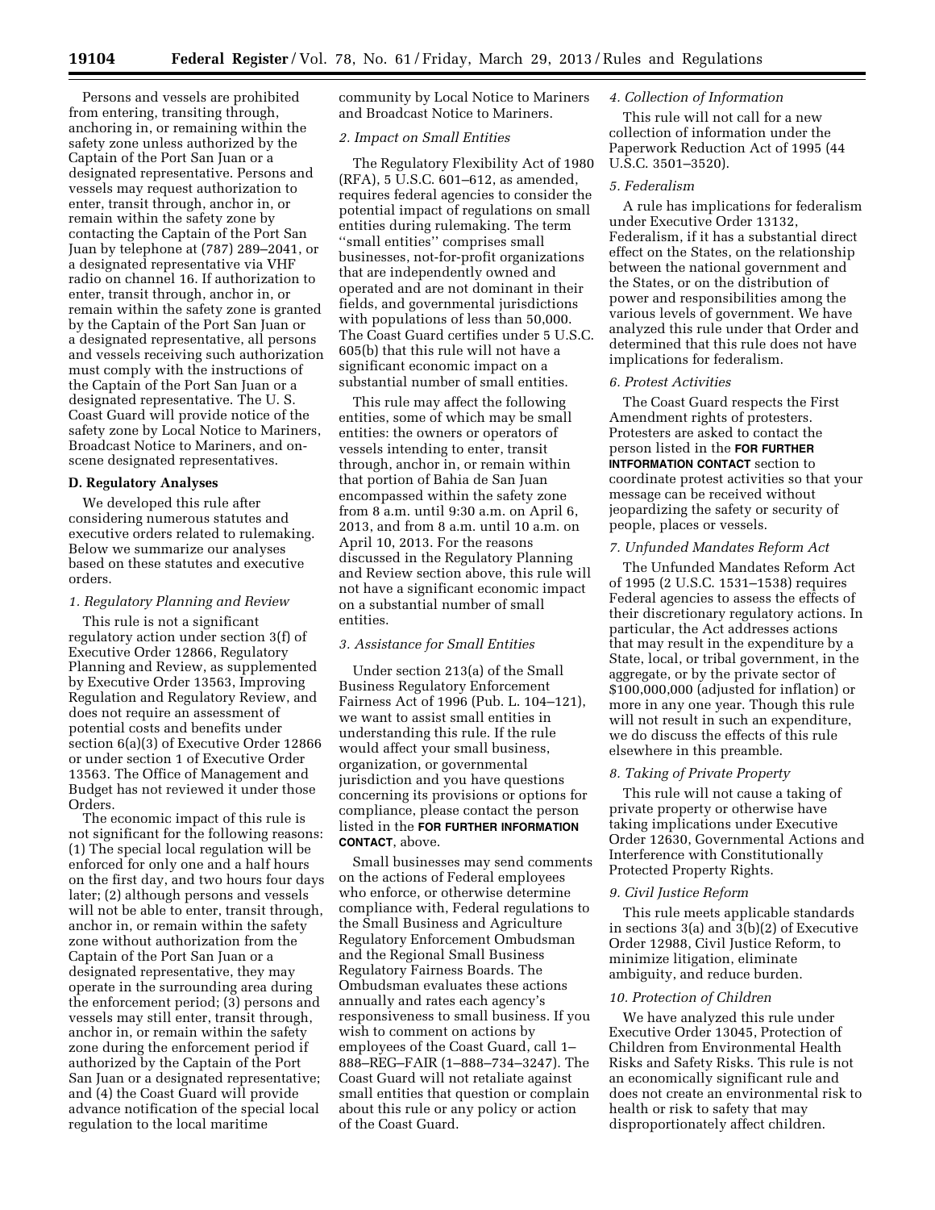Persons and vessels are prohibited from entering, transiting through, anchoring in, or remaining within the safety zone unless authorized by the Captain of the Port San Juan or a designated representative. Persons and vessels may request authorization to enter, transit through, anchor in, or remain within the safety zone by contacting the Captain of the Port San Juan by telephone at (787) 289–2041, or a designated representative via VHF radio on channel 16. If authorization to enter, transit through, anchor in, or remain within the safety zone is granted by the Captain of the Port San Juan or a designated representative, all persons and vessels receiving such authorization must comply with the instructions of the Captain of the Port San Juan or a designated representative. The U. S. Coast Guard will provide notice of the safety zone by Local Notice to Mariners, Broadcast Notice to Mariners, and on-scene designated representatives.

**D. Regulatory Analyses**

We developed this rule after considering numerous statutes and executive orders related to rulemaking. Below we summarize our analyses based on these statutes and executive orders.

*1. Regulatory Planning and Review*

This rule is not a significant regulatory action under section 3(f) of Executive Order 12866, Regulatory Planning and Review, as supplemented by Executive Order 13563, Improving Regulation and Regulatory Review, and does not require an assessment of potential costs and benefits under section 6(a)(3) of Executive Order 12866 or under section 1 of Executive Order 13563. The Office of Management and Budget has not reviewed it under those Orders.

The economic impact of this rule is not significant for the following reasons: (1) The special local regulation will be enforced for only one and a half hours on the first day, and two hours four days later; (2) although persons and vessels will not be able to enter, transit through, anchor in, or remain within the safety zone without authorization from the Captain of the Port San Juan or a designated representative, they may operate in the surrounding area during the enforcement period; (3) persons and vessels may still enter, transit through, anchor in, or remain within the safety zone during the enforcement period if authorized by the Captain of the Port San Juan or a designated representative; and (4) the Coast Guard will provide advance notification of the special local regulation to the local maritime community by Local Notice to Mariners and Broadcast Notice to Mariners.

*2. Impact on Small Entities*

The Regulatory Flexibility Act of 1980 (RFA), 5 U.S.C. 601–612, as amended, requires federal agencies to consider the potential impact of regulations on small entities during rulemaking. The term ''small entities'' comprises small businesses, not-for-profit organizations that are independently owned and operated and are not dominant in their fields, and governmental jurisdictions with populations of less than 50,000. The Coast Guard certifies under 5 U.S.C. 605(b) that this rule will not have a significant economic impact on a substantial number of small entities.

This rule may affect the following entities, some of which may be small entities: the owners or operators of vessels intending to enter, transit through, anchor in, or remain within that portion of Bahia de San Juan encompassed within the safety zone from 8 a.m. until 9:30 a.m. on April 6, 2013, and from 8 a.m. until 10 a.m. on April 10, 2013. For the reasons discussed in the Regulatory Planning and Review section above, this rule will not have a significant economic impact on a substantial number of small entities.

*3. Assistance for Small Entities*

Under section 213(a) of the Small Business Regulatory Enforcement Fairness Act of 1996 (Pub. L. 104–121), we want to assist small entities in understanding this rule. If the rule would affect your small business, organization, or governmental jurisdiction and you have questions concerning its provisions or options for compliance, please contact the person listed in the **FOR FURTHER INFORMATION CONTACT**, above.

Small businesses may send comments on the actions of Federal employees who enforce, or otherwise determine compliance with, Federal regulations to the Small Business and Agriculture Regulatory Enforcement Ombudsman and the Regional Small Business Regulatory Fairness Boards. The Ombudsman evaluates these actions annually and rates each agency's responsiveness to small business. If you wish to comment on actions by employees of the Coast Guard, call 1–888–REG–FAIR (1–888–734–3247). The Coast Guard will not retaliate against small entities that question or complain about this rule or any policy or action of the Coast Guard.

*4. Collection of Information*

This rule will not call for a new collection of information under the Paperwork Reduction Act of 1995 (44 U.S.C. 3501–3520).

*5. Federalism*

A rule has implications for federalism under Executive Order 13132, Federalism, if it has a substantial direct effect on the States, on the relationship between the national government and the States, or on the distribution of power and responsibilities among the various levels of government. We have analyzed this rule under that Order and determined that this rule does not have implications for federalism.

*6. Protest Activities*

The Coast Guard respects the First Amendment rights of protesters. Protesters are asked to contact the person listed in the **FOR FURTHER INTFORMATION CONTACT** section to coordinate protest activities so that your message can be received without jeopardizing the safety or security of people, places or vessels.

*7. Unfunded Mandates Reform Act*

The Unfunded Mandates Reform Act of 1995 (2 U.S.C. 1531–1538) requires Federal agencies to assess the effects of their discretionary regulatory actions. In particular, the Act addresses actions that may result in the expenditure by a State, local, or tribal government, in the aggregate, or by the private sector of $100,000,000 (adjusted for inflation) or more in any one year. Though this rule will not result in such an expenditure, we do discuss the effects of this rule elsewhere in this preamble.

*8. Taking of Private Property*

This rule will not cause a taking of private property or otherwise have taking implications under Executive Order 12630, Governmental Actions and Interference with Constitutionally Protected Property Rights.

*9. Civil Justice Reform*

This rule meets applicable standards in sections 3(a) and 3(b)(2) of Executive Order 12988, Civil Justice Reform, to minimize litigation, eliminate ambiguity, and reduce burden.

*10. Protection of Children*

We have analyzed this rule under Executive Order 13045, Protection of Children from Environmental Health Risks and Safety Risks. This rule is not an economically significant rule and does not create an environmental risk to health or risk to safety that may disproportionately affect children.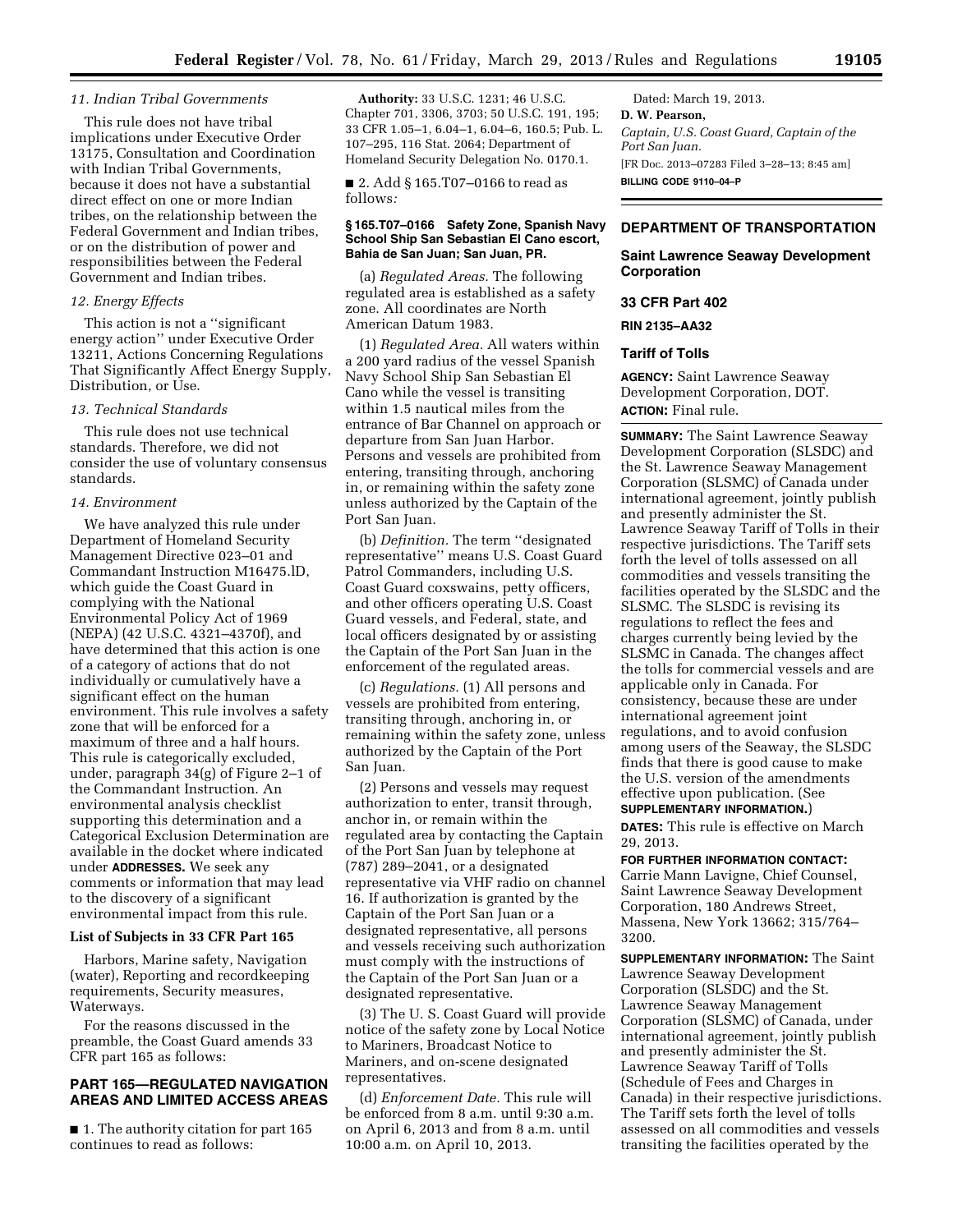### *11. Indian Tribal Governments*

This rule does not have tribal implications under Executive Order 13175, Consultation and Coordination with Indian Tribal Governments, because it does not have a substantial direct effect on one or more Indian tribes, on the relationship between the Federal Government and Indian tribes, or on the distribution of power and responsibilities between the Federal Government and Indian tribes.

### *12. Energy Effects*

This action is not a ''significant energy action'' under Executive Order 13211, Actions Concerning Regulations That Significantly Affect Energy Supply, Distribution, or Use.

### *13. Technical Standards*

This rule does not use technical standards. Therefore, we did not consider the use of voluntary consensus standards.

### *14. Environment*

We have analyzed this rule under Department of Homeland Security Management Directive 023–01 and Commandant Instruction M16475.lD, which guide the Coast Guard in complying with the National Environmental Policy Act of 1969 (NEPA) (42 U.S.C. 4321–4370f), and have determined that this action is one of a category of actions that do not individually or cumulatively have a significant effect on the human environment. This rule involves a safety zone that will be enforced for a maximum of three and a half hours. This rule is categorically excluded, under, paragraph 34(g) of Figure 2–1 of the Commandant Instruction. An environmental analysis checklist supporting this determination and a Categorical Exclusion Determination are available in the docket where indicated under **ADDRESSES.** We seek any comments or information that may lead to the discovery of a significant environmental impact from this rule.

**List of Subjects in 33 CFR Part 165**

Harbors, Marine safety, Navigation (water), Reporting and recordkeeping requirements, Security measures, Waterways.

For the reasons discussed in the preamble, the Coast Guard amends 33 CFR part 165 as follows:

## PART 165—REGULATED NAVIGATION AREAS AND LIMITED ACCESS AREAS

■ 1. The authority citation for part 165 continues to read as follows:

**Authority:** 33 U.S.C. 1231; 46 U.S.C. Chapter 701, 3306, 3703; 50 U.S.C. 191, 195; 33 CFR 1.05–1, 6.04–1, 6.04–6, 160.5; Pub. L. 107–295, 116 Stat. 2064; Department of Homeland Security Delegation No. 0170.1.

■ 2. Add § 165.T07–0166 to read as follows*:*

**§ 165.T07–0166 Safety Zone, Spanish Navy School Ship San Sebastian El Cano escort, Bahia de San Juan; San Juan, PR.**

(a) *Regulated Areas.* The following regulated area is established as a safety zone. All coordinates are North American Datum 1983.

(1) *Regulated Area.* All waters within a 200 yard radius of the vessel Spanish Navy School Ship San Sebastian El Cano while the vessel is transiting within 1.5 nautical miles from the entrance of Bar Channel on approach or departure from San Juan Harbor. Persons and vessels are prohibited from entering, transiting through, anchoring in, or remaining within the safety zone unless authorized by the Captain of the Port San Juan.

(b) *Definition.* The term ''designated representative'' means U.S. Coast Guard Patrol Commanders, including U.S. Coast Guard coxswains, petty officers, and other officers operating U.S. Coast Guard vessels, and Federal, state, and local officers designated by or assisting the Captain of the Port San Juan in the enforcement of the regulated areas.

(c) *Regulations.* (1) All persons and vessels are prohibited from entering, transiting through, anchoring in, or remaining within the safety zone, unless authorized by the Captain of the Port San Juan.

(2) Persons and vessels may request authorization to enter, transit through, anchor in, or remain within the regulated area by contacting the Captain of the Port San Juan by telephone at (787) 289–2041, or a designated representative via VHF radio on channel 16. If authorization is granted by the Captain of the Port San Juan or a designated representative, all persons and vessels receiving such authorization must comply with the instructions of the Captain of the Port San Juan or a designated representative.

(3) The U. S. Coast Guard will provide notice of the safety zone by Local Notice to Mariners, Broadcast Notice to Mariners, and on-scene designated representatives.

(d) *Enforcement Date.* This rule will be enforced from 8 a.m. until 9:30 a.m. on April 6, 2013 and from 8 a.m. until 10:00 a.m. on April 10, 2013.

Dated: March 19, 2013.

**D. W. Pearson,**

*Captain, U.S. Coast Guard, Captain of the Port San Juan.*

[FR Doc. 2013–07283 Filed 3–28–13; 8:45 am]

**BILLING CODE 9110–04–P**

---

## DEPARTMENT OF TRANSPORTATION

## Saint Lawrence Seaway Development Corporation

## 33 CFR Part 402

**RIN 2135–AA32**

## Tariff of Tolls

**AGENCY:** Saint Lawrence Seaway Development Corporation, DOT.

**ACTION:** Final rule.

**SUMMARY:** The Saint Lawrence Seaway Development Corporation (SLSDC) and the St. Lawrence Seaway Management Corporation (SLSMC) of Canada under international agreement, jointly publish and presently administer the St. Lawrence Seaway Tariff of Tolls in their respective jurisdictions. The Tariff sets forth the level of tolls assessed on all commodities and vessels transiting the facilities operated by the SLSDC and the SLSMC. The SLSDC is revising its regulations to reflect the fees and charges currently being levied by the SLSMC in Canada. The changes affect the tolls for commercial vessels and are applicable only in Canada. For consistency, because these are under international agreement joint regulations, and to avoid confusion among users of the Seaway, the SLSDC finds that there is good cause to make the U.S. version of the amendments effective upon publication. (See **SUPPLEMENTARY INFORMATION.**)

**DATES:** This rule is effective on March 29, 2013.

**FOR FURTHER INFORMATION CONTACT:** Carrie Mann Lavigne, Chief Counsel, Saint Lawrence Seaway Development Corporation, 180 Andrews Street, Massena, New York 13662; 315/764–3200.

**SUPPLEMENTARY INFORMATION:** The Saint Lawrence Seaway Development Corporation (SLSDC) and the St. Lawrence Seaway Management Corporation (SLSMC) of Canada, under international agreement, jointly publish and presently administer the St. Lawrence Seaway Tariff of Tolls (Schedule of Fees and Charges in Canada) in their respective jurisdictions. The Tariff sets forth the level of tolls assessed on all commodities and vessels transiting the facilities operated by the